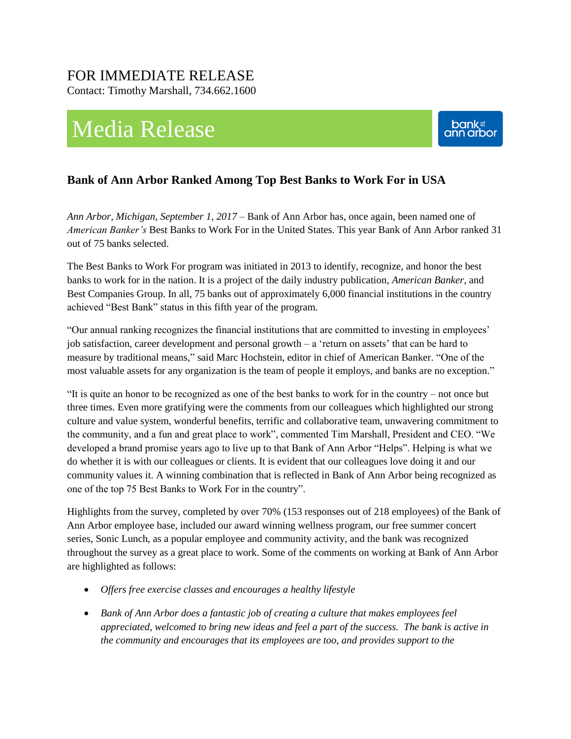FOR IMMEDIATE RELEASE

Contact: Timothy Marshall, 734.662.1600

# Media Release

bank of ann arbor

### Bank of Ann Arbor Ranked Among Top Best Banks to Work For in USA

*Ann Arbor, Michigan, September 1, 2017* – Bank of Ann Arbor has, once again, been named one of *American Banker's* Best Banks to Work For in the United States. This year Bank of Ann Arbor ranked 31 out of 75 banks selected.

The Best Banks to Work For program was initiated in 2013 to identify, recognize, and honor the best banks to work for in the nation. It is a project of the daily industry publication, *American Banker*, and Best Companies Group. In all, 75 banks out of approximately 6,000 financial institutions in the country achieved "Best Bank" status in this fifth year of the program.

"Our annual ranking recognizes the financial institutions that are committed to investing in employees' job satisfaction, career development and personal growth – a 'return on assets' that can be hard to measure by traditional means," said Marc Hochstein, editor in chief of American Banker. "One of the most valuable assets for any organization is the team of people it employs, and banks are no exception."

"It is quite an honor to be recognized as one of the best banks to work for in the country – not once but three times. Even more gratifying were the comments from our colleagues which highlighted our strong culture and value system, wonderful benefits, terrific and collaborative team, unwavering commitment to the community, and a fun and great place to work", commented Tim Marshall, President and CEO. "We developed a brand promise years ago to live up to that Bank of Ann Arbor "Helps". Helping is what we do whether it is with our colleagues or clients. It is evident that our colleagues love doing it and our community values it. A winning combination that is reflected in Bank of Ann Arbor being recognized as one of the top 75 Best Banks to Work For in the country".

Highlights from the survey, completed by over 70% (153 responses out of 218 employees) of the Bank of Ann Arbor employee base, included our award winning wellness program, our free summer concert series, Sonic Lunch, as a popular employee and community activity, and the bank was recognized throughout the survey as a great place to work. Some of the comments on working at Bank of Ann Arbor are highlighted as follows:

- *Offers free exercise classes and encourages a healthy lifestyle*
- *Bank of Ann Arbor does a fantastic job of creating a culture that makes employees feel appreciated, welcomed to bring new ideas and feel a part of the success. The bank is active in the community and encourages that its employees are too, and provides support to the*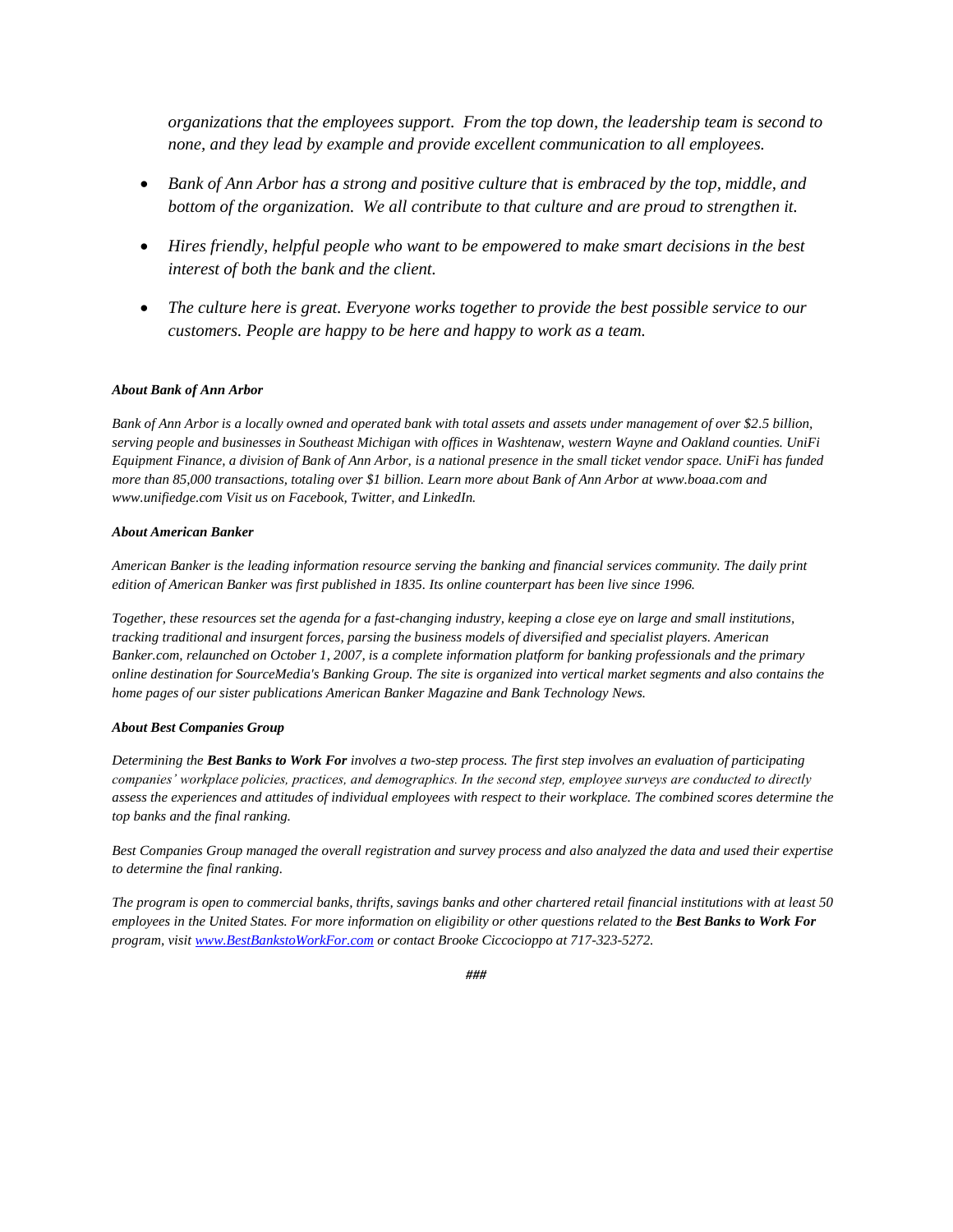*organizations that the employees support. From the top down, the leadership team is second to none, and they lead by example and provide excellent communication to all employees.*

- *Bank of Ann Arbor has a strong and positive culture that is embraced by the top, middle, and bottom of the organization. We all contribute to that culture and are proud to strengthen it.*
- *Hires friendly, helpful people who want to be empowered to make smart decisions in the best interest of both the bank and the client.*
- *The culture here is great. Everyone works together to provide the best possible service to our customers. People are happy to be here and happy to work as a team.*

***About Bank of Ann Arbor***

*Bank of Ann Arbor is a locally owned and operated bank with total assets and assets under management of over $2.5 billion, serving people and businesses in Southeast Michigan with offices in Washtenaw, western Wayne and Oakland counties. UniFi Equipment Finance, a division of Bank of Ann Arbor, is a national presence in the small ticket vendor space. UniFi has funded more than 85,000 transactions, totaling over $1 billion. Learn more about Bank of Ann Arbor at www.boaa.com and www.unifiedge.com Visit us on Facebook, Twitter, and LinkedIn.*

***About American Banker***

*American Banker is the leading information resource serving the banking and financial services community. The daily print edition of American Banker was first published in 1835. Its online counterpart has been live since 1996.*

*Together, these resources set the agenda for a fast-changing industry, keeping a close eye on large and small institutions, tracking traditional and insurgent forces, parsing the business models of diversified and specialist players. American Banker.com, relaunched on October 1, 2007, is a complete information platform for banking professionals and the primary online destination for SourceMedia's Banking Group. The site is organized into vertical market segments and also contains the home pages of our sister publications American Banker Magazine and Bank Technology News.*

***About Best Companies Group***

*Determining the **Best Banks to Work For** involves a two-step process. The first step involves an evaluation of participating companies' workplace policies, practices, and demographics. In the second step, employee surveys are conducted to directly assess the experiences and attitudes of individual employees with respect to their workplace. The combined scores determine the top banks and the final ranking.*

*Best Companies Group managed the overall registration and survey process and also analyzed the data and used their expertise to determine the final ranking.*

*The program is open to commercial banks, thrifts, savings banks and other chartered retail financial institutions with at least 50 employees in the United States. For more information on eligibility or other questions related to the **Best Banks to Work For** program, visit [www.BestBankstoWorkFor.com](http://www.BestBankstoWorkFor.com) or contact Brooke Ciccocioppo at 717-323-5272.*

***###***